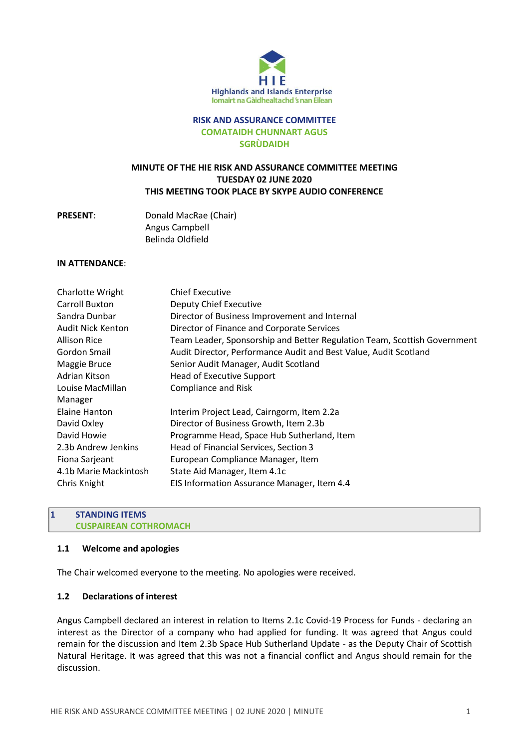HIE

Highlands and Islands Enterprise

Iomairt na Gàidhealtachd 's nan Eilean

# RISK AND ASSURANCE COMMITTEE
# COMATAIDH CHUNNART AGUS SGRÙDAIDH

**MINUTE OF THE HIE RISK AND ASSURANCE COMMITTEE MEETING**
**TUESDAY 02 JUNE 2020**
**THIS MEETING TOOK PLACE BY SKYPE AUDIO CONFERENCE**

**PRESENT**:

Donald MacRae (Chair)
Angus Campbell
Belinda Oldfield

**IN ATTENDANCE**:

| | |
|---|---|
| Charlotte Wright | Chief Executive |
| Carroll Buxton | Deputy Chief Executive |
| Sandra Dunbar | Director of Business Improvement and Internal |
| Audit Nick Kenton | Director of Finance and Corporate Services |
| Allison Rice | Team Leader, Sponsorship and Better Regulation Team, Scottish Government |
| Gordon Smail | Audit Director, Performance Audit and Best Value, Audit Scotland |
| Maggie Bruce | Senior Audit Manager, Audit Scotland |
| Adrian Kitson | Head of Executive Support |
| Louise MacMillan | Compliance and Risk |
| Manager | |
| Elaine Hanton | Interim Project Lead, Cairngorm, Item 2.2a |
| David Oxley | Director of Business Growth, Item 2.3b |
| David Howie | Programme Head, Space Hub Sutherland, Item |
| 2.3b Andrew Jenkins | Head of Financial Services, Section 3 |
| Fiona Sarjeant | European Compliance Manager, Item |
| 4.1b Marie Mackintosh | State Aid Manager, Item 4.1c |
| Chris Knight | EIS Information Assurance Manager, Item 4.4 |

## 1 STANDING ITEMS
## CUSPAIREAN COTHROMACH

### 1.1 Welcome and apologies

The Chair welcomed everyone to the meeting. No apologies were received.

### 1.2 Declarations of interest

Angus Campbell declared an interest in relation to Items 2.1c Covid-19 Process for Funds - declaring an interest as the Director of a company who had applied for funding. It was agreed that Angus could remain for the discussion and Item 2.3b Space Hub Sutherland Update - as the Deputy Chair of Scottish Natural Heritage. It was agreed that this was not a financial conflict and Angus should remain for the discussion.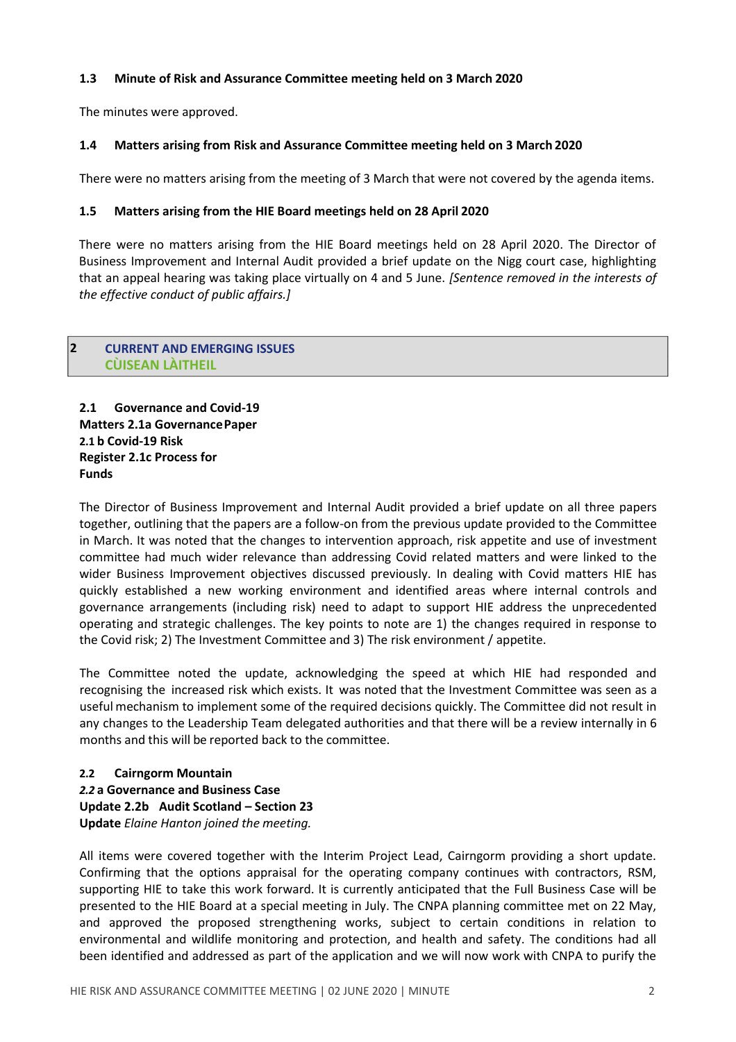### 1.3 Minute of Risk and Assurance Committee meeting held on 3 March 2020

The minutes were approved.

### 1.4 Matters arising from Risk and Assurance Committee meeting held on 3 March 2020

There were no matters arising from the meeting of 3 March that were not covered by the agenda items.

### 1.5 Matters arising from the HIE Board meetings held on 28 April 2020

There were no matters arising from the HIE Board meetings held on 28 April 2020. The Director of Business Improvement and Internal Audit provided a brief update on the Nigg court case, highlighting that an appeal hearing was taking place virtually on 4 and 5 June. *[Sentence removed in the interests of the effective conduct of public affairs.]*

## 2 CURRENT AND EMERGING ISSUES
## CÙISEAN LÀITHEIL

**2.1 Governance and Covid-19 Matters 2.1a Governance Paper 2.1 b Covid-19 Risk Register 2.1c Process for Funds**

The Director of Business Improvement and Internal Audit provided a brief update on all three papers together, outlining that the papers are a follow-on from the previous update provided to the Committee in March. It was noted that the changes to intervention approach, risk appetite and use of investment committee had much wider relevance than addressing Covid related matters and were linked to the wider Business Improvement objectives discussed previously. In dealing with Covid matters HIE has quickly established a new working environment and identified areas where internal controls and governance arrangements (including risk) need to adapt to support HIE address the unprecedented operating and strategic challenges. The key points to note are 1) the changes required in response to the Covid risk; 2) The Investment Committee and 3) The risk environment / appetite.

The Committee noted the update, acknowledging the speed at which HIE had responded and recognising the increased risk which exists. It was noted that the Investment Committee was seen as a useful mechanism to implement some of the required decisions quickly. The Committee did not result in any changes to the Leadership Team delegated authorities and that there will be a review internally in 6 months and this will be reported back to the committee.

**2.2 Cairngorm Mountain *2.2* a Governance and Business Case Update 2.2b Audit Scotland – Section 23 Update** *Elaine Hanton joined the meeting.*

All items were covered together with the Interim Project Lead, Cairngorm providing a short update. Confirming that the options appraisal for the operating company continues with contractors, RSM, supporting HIE to take this work forward. It is currently anticipated that the Full Business Case will be presented to the HIE Board at a special meeting in July. The CNPA planning committee met on 22 May, and approved the proposed strengthening works, subject to certain conditions in relation to environmental and wildlife monitoring and protection, and health and safety. The conditions had all been identified and addressed as part of the application and we will now work with CNPA to purify the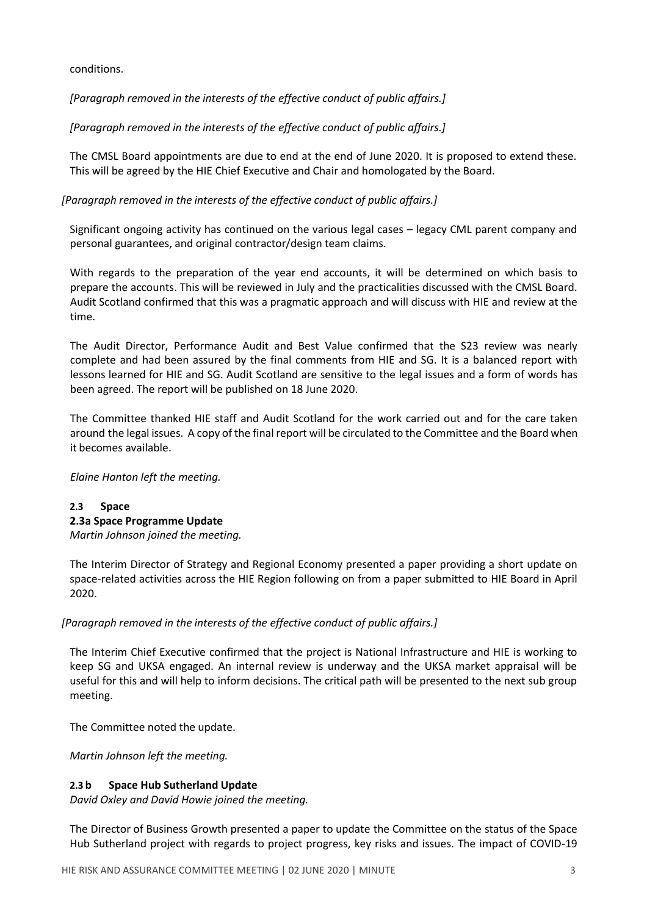conditions.

*[Paragraph removed in the interests of the effective conduct of public affairs.]*

*[Paragraph removed in the interests of the effective conduct of public affairs.]*

The CMSL Board appointments are due to end at the end of June 2020. It is proposed to extend these. This will be agreed by the HIE Chief Executive and Chair and homologated by the Board.

*[Paragraph removed in the interests of the effective conduct of public affairs.]*

Significant ongoing activity has continued on the various legal cases – legacy CML parent company and personal guarantees, and original contractor/design team claims.

With regards to the preparation of the year end accounts, it will be determined on which basis to prepare the accounts. This will be reviewed in July and the practicalities discussed with the CMSL Board. Audit Scotland confirmed that this was a pragmatic approach and will discuss with HIE and review at the time.

The Audit Director, Performance Audit and Best Value confirmed that the S23 review was nearly complete and had been assured by the final comments from HIE and SG. It is a balanced report with lessons learned for HIE and SG. Audit Scotland are sensitive to the legal issues and a form of words has been agreed. The report will be published on 18 June 2020.

The Committee thanked HIE staff and Audit Scotland for the work carried out and for the care taken around the legal issues. A copy of the final report will be circulated to the Committee and the Board when it becomes available.

*Elaine Hanton left the meeting.*

### 2.3 Space

#### 2.3a Space Programme Update

*Martin Johnson joined the meeting.*

The Interim Director of Strategy and Regional Economy presented a paper providing a short update on space-related activities across the HIE Region following on from a paper submitted to HIE Board in April 2020.

*[Paragraph removed in the interests of the effective conduct of public affairs.]*

The Interim Chief Executive confirmed that the project is National Infrastructure and HIE is working to keep SG and UKSA engaged. An internal review is underway and the UKSA market appraisal will be useful for this and will help to inform decisions. The critical path will be presented to the next sub group meeting.

The Committee noted the update.

*Martin Johnson left the meeting.*

#### 2.3 b Space Hub Sutherland Update

*David Oxley and David Howie joined the meeting.*

The Director of Business Growth presented a paper to update the Committee on the status of the Space Hub Sutherland project with regards to project progress, key risks and issues. The impact of COVID-19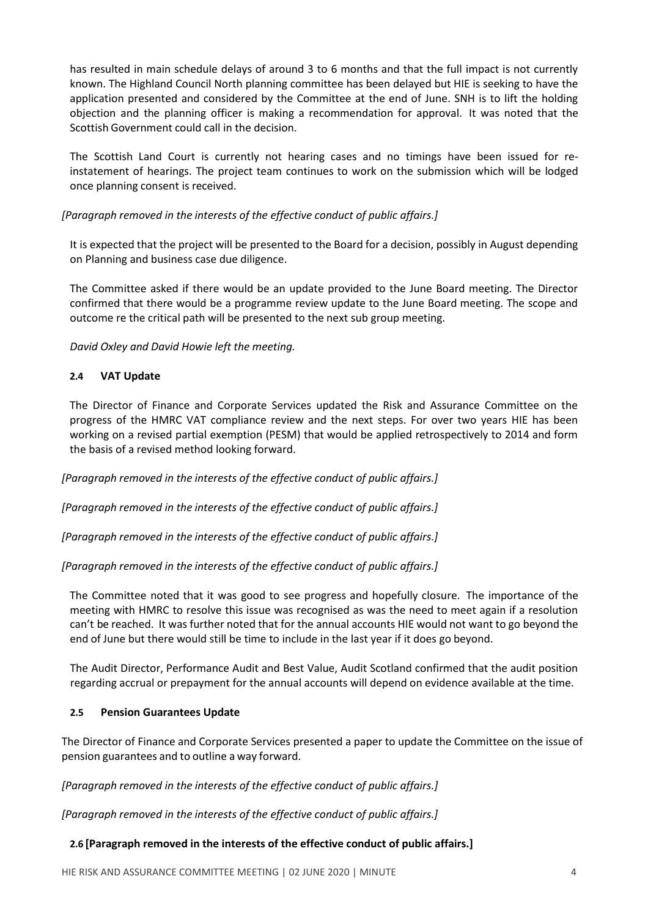has resulted in main schedule delays of around 3 to 6 months and that the full impact is not currently known. The Highland Council North planning committee has been delayed but HIE is seeking to have the application presented and considered by the Committee at the end of June. SNH is to lift the holding objection and the planning officer is making a recommendation for approval. It was noted that the Scottish Government could call in the decision.

The Scottish Land Court is currently not hearing cases and no timings have been issued for re-instatement of hearings. The project team continues to work on the submission which will be lodged once planning consent is received.

*[Paragraph removed in the interests of the effective conduct of public affairs.]*

It is expected that the project will be presented to the Board for a decision, possibly in August depending on Planning and business case due diligence.

The Committee asked if there would be an update provided to the June Board meeting. The Director confirmed that there would be a programme review update to the June Board meeting. The scope and outcome re the critical path will be presented to the next sub group meeting.

*David Oxley and David Howie left the meeting.*

#### 2.4 VAT Update

The Director of Finance and Corporate Services updated the Risk and Assurance Committee on the progress of the HMRC VAT compliance review and the next steps. For over two years HIE has been working on a revised partial exemption (PESM) that would be applied retrospectively to 2014 and form the basis of a revised method looking forward.

*[Paragraph removed in the interests of the effective conduct of public affairs.]*

*[Paragraph removed in the interests of the effective conduct of public affairs.]*

*[Paragraph removed in the interests of the effective conduct of public affairs.]*

*[Paragraph removed in the interests of the effective conduct of public affairs.]*

The Committee noted that it was good to see progress and hopefully closure. The importance of the meeting with HMRC to resolve this issue was recognised as was the need to meet again if a resolution can't be reached. It was further noted that for the annual accounts HIE would not want to go beyond the end of June but there would still be time to include in the last year if it does go beyond.

The Audit Director, Performance Audit and Best Value, Audit Scotland confirmed that the audit position regarding accrual or prepayment for the annual accounts will depend on evidence available at the time.

#### 2.5 Pension Guarantees Update

The Director of Finance and Corporate Services presented a paper to update the Committee on the issue of pension guarantees and to outline a way forward.

*[Paragraph removed in the interests of the effective conduct of public affairs.]*

*[Paragraph removed in the interests of the effective conduct of public affairs.]*

#### 2.6 [Paragraph removed in the interests of the effective conduct of public affairs.]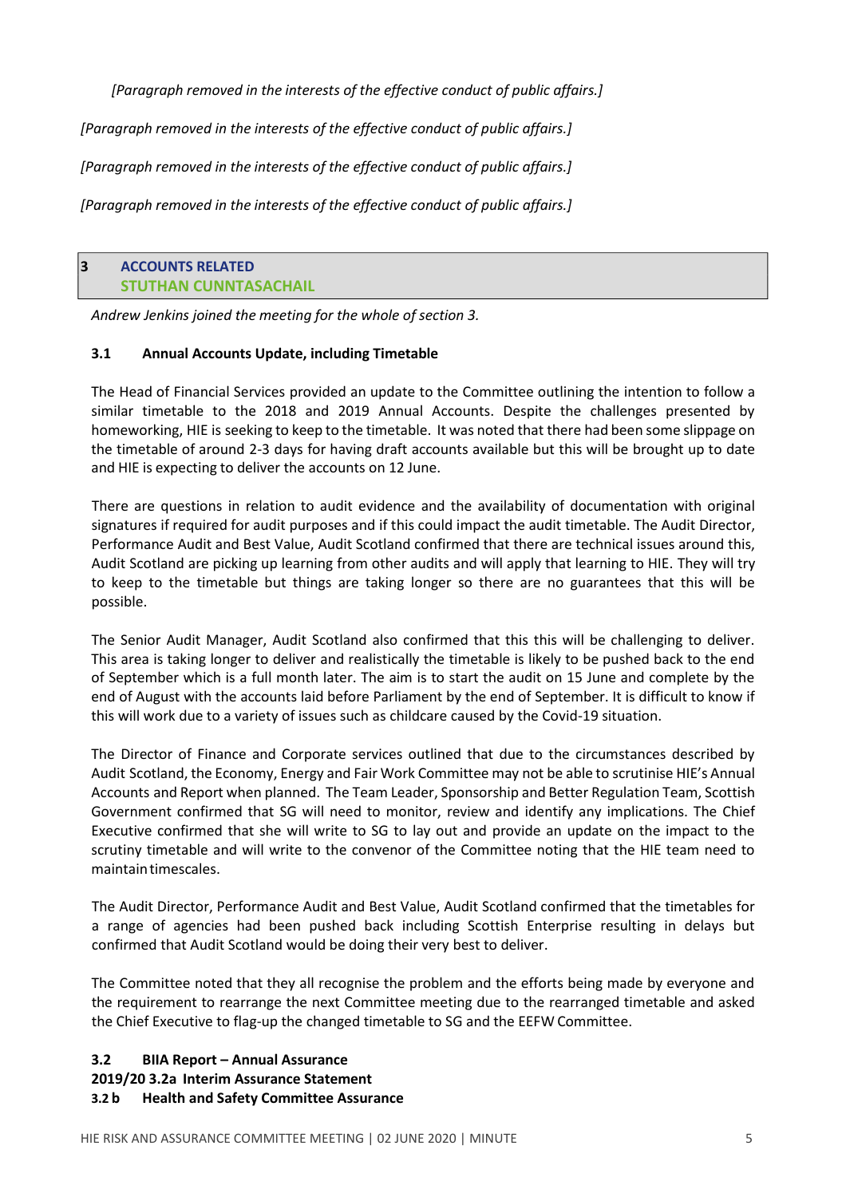*[Paragraph removed in the interests of the effective conduct of public affairs.]*

*[Paragraph removed in the interests of the effective conduct of public affairs.]*

*[Paragraph removed in the interests of the effective conduct of public affairs.]*

*[Paragraph removed in the interests of the effective conduct of public affairs.]*

## 3 ACCOUNTS RELATED
## STUTHAN CUNNTASACHAIL

*Andrew Jenkins joined the meeting for the whole of section 3.*

### 3.1 Annual Accounts Update, including Timetable

The Head of Financial Services provided an update to the Committee outlining the intention to follow a similar timetable to the 2018 and 2019 Annual Accounts. Despite the challenges presented by homeworking, HIE is seeking to keep to the timetable. It was noted that there had been some slippage on the timetable of around 2-3 days for having draft accounts available but this will be brought up to date and HIE is expecting to deliver the accounts on 12 June.

There are questions in relation to audit evidence and the availability of documentation with original signatures if required for audit purposes and if this could impact the audit timetable. The Audit Director, Performance Audit and Best Value, Audit Scotland confirmed that there are technical issues around this, Audit Scotland are picking up learning from other audits and will apply that learning to HIE. They will try to keep to the timetable but things are taking longer so there are no guarantees that this will be possible.

The Senior Audit Manager, Audit Scotland also confirmed that this this will be challenging to deliver. This area is taking longer to deliver and realistically the timetable is likely to be pushed back to the end of September which is a full month later. The aim is to start the audit on 15 June and complete by the end of August with the accounts laid before Parliament by the end of September. It is difficult to know if this will work due to a variety of issues such as childcare caused by the Covid-19 situation.

The Director of Finance and Corporate services outlined that due to the circumstances described by Audit Scotland, the Economy, Energy and Fair Work Committee may not be able to scrutinise HIE's Annual Accounts and Report when planned. The Team Leader, Sponsorship and Better Regulation Team, Scottish Government confirmed that SG will need to monitor, review and identify any implications. The Chief Executive confirmed that she will write to SG to lay out and provide an update on the impact to the scrutiny timetable and will write to the convenor of the Committee noting that the HIE team need to maintain timescales.

The Audit Director, Performance Audit and Best Value, Audit Scotland confirmed that the timetables for a range of agencies had been pushed back including Scottish Enterprise resulting in delays but confirmed that Audit Scotland would be doing their very best to deliver.

The Committee noted that they all recognise the problem and the efforts being made by everyone and the requirement to rearrange the next Committee meeting due to the rearranged timetable and asked the Chief Executive to flag-up the changed timetable to SG and the EEFW Committee.

### 3.2 BIIA Report – Annual Assurance
**2019/20 3.2a Interim Assurance Statement**
**3.2 b Health and Safety Committee Assurance**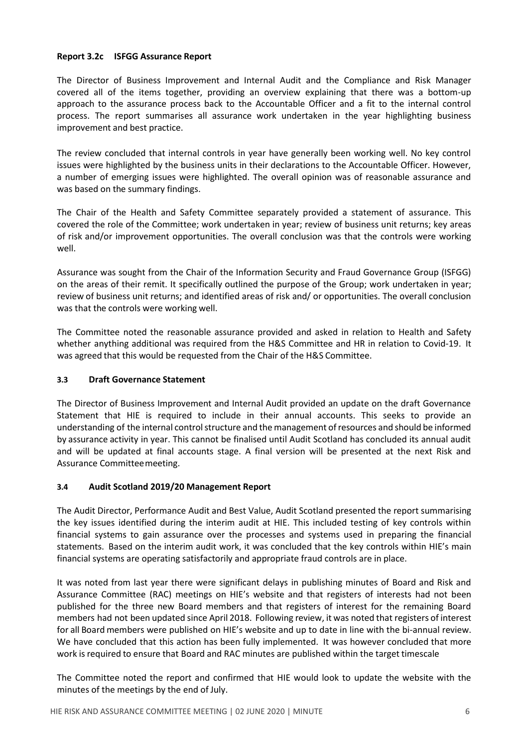**Report 3.2c ISFGG Assurance Report**

The Director of Business Improvement and Internal Audit and the Compliance and Risk Manager covered all of the items together, providing an overview explaining that there was a bottom-up approach to the assurance process back to the Accountable Officer and a fit to the internal control process. The report summarises all assurance work undertaken in the year highlighting business improvement and best practice.

The review concluded that internal controls in year have generally been working well. No key control issues were highlighted by the business units in their declarations to the Accountable Officer. However, a number of emerging issues were highlighted. The overall opinion was of reasonable assurance and was based on the summary findings.

The Chair of the Health and Safety Committee separately provided a statement of assurance. This covered the role of the Committee; work undertaken in year; review of business unit returns; key areas of risk and/or improvement opportunities. The overall conclusion was that the controls were working well.

Assurance was sought from the Chair of the Information Security and Fraud Governance Group (ISFGG) on the areas of their remit. It specifically outlined the purpose of the Group; work undertaken in year; review of business unit returns; and identified areas of risk and/ or opportunities. The overall conclusion was that the controls were working well.

The Committee noted the reasonable assurance provided and asked in relation to Health and Safety whether anything additional was required from the H&S Committee and HR in relation to Covid-19. It was agreed that this would be requested from the Chair of the H&S Committee.

### 3.3 Draft Governance Statement

The Director of Business Improvement and Internal Audit provided an update on the draft Governance Statement that HIE is required to include in their annual accounts. This seeks to provide an understanding of the internal control structure and the management of resources and should be informed by assurance activity in year. This cannot be finalised until Audit Scotland has concluded its annual audit and will be updated at final accounts stage. A final version will be presented at the next Risk and Assurance Committee meeting.

### 3.4 Audit Scotland 2019/20 Management Report

The Audit Director, Performance Audit and Best Value, Audit Scotland presented the report summarising the key issues identified during the interim audit at HIE. This included testing of key controls within financial systems to gain assurance over the processes and systems used in preparing the financial statements. Based on the interim audit work, it was concluded that the key controls within HIE's main financial systems are operating satisfactorily and appropriate fraud controls are in place.

It was noted from last year there were significant delays in publishing minutes of Board and Risk and Assurance Committee (RAC) meetings on HIE's website and that registers of interests had not been published for the three new Board members and that registers of interest for the remaining Board members had not been updated since April 2018. Following review, it was noted that registers of interest for all Board members were published on HIE's website and up to date in line with the bi-annual review. We have concluded that this action has been fully implemented. It was however concluded that more work is required to ensure that Board and RAC minutes are published within the target timescale

The Committee noted the report and confirmed that HIE would look to update the website with the minutes of the meetings by the end of July.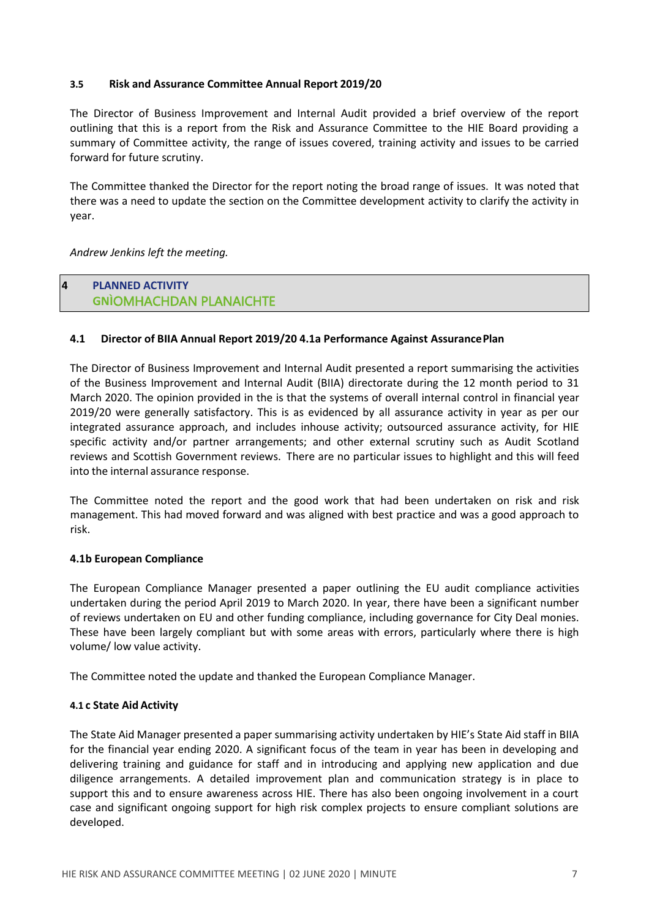#### 3.5 Risk and Assurance Committee Annual Report 2019/20

The Director of Business Improvement and Internal Audit provided a brief overview of the report outlining that this is a report from the Risk and Assurance Committee to the HIE Board providing a summary of Committee activity, the range of issues covered, training activity and issues to be carried forward for future scrutiny.

The Committee thanked the Director for the report noting the broad range of issues. It was noted that there was a need to update the section on the Committee development activity to clarify the activity in year.

*Andrew Jenkins left the meeting.*

## 4 PLANNED ACTIVITY
## GNÌOMHACHDAN PLANAICHTE

#### 4.1 Director of BIIA Annual Report 2019/20 4.1a Performance Against Assurance Plan

The Director of Business Improvement and Internal Audit presented a report summarising the activities of the Business Improvement and Internal Audit (BIIA) directorate during the 12 month period to 31 March 2020. The opinion provided in the is that the systems of overall internal control in financial year 2019/20 were generally satisfactory. This is as evidenced by all assurance activity in year as per our integrated assurance approach, and includes inhouse activity; outsourced assurance activity, for HIE specific activity and/or partner arrangements; and other external scrutiny such as Audit Scotland reviews and Scottish Government reviews. There are no particular issues to highlight and this will feed into the internal assurance response.

The Committee noted the report and the good work that had been undertaken on risk and risk management. This had moved forward and was aligned with best practice and was a good approach to risk.

#### 4.1b European Compliance

The European Compliance Manager presented a paper outlining the EU audit compliance activities undertaken during the period April 2019 to March 2020. In year, there have been a significant number of reviews undertaken on EU and other funding compliance, including governance for City Deal monies. These have been largely compliant but with some areas with errors, particularly where there is high volume/ low value activity.

The Committee noted the update and thanked the European Compliance Manager.

#### 4.1 c State Aid Activity

The State Aid Manager presented a paper summarising activity undertaken by HIE's State Aid staff in BIIA for the financial year ending 2020. A significant focus of the team in year has been in developing and delivering training and guidance for staff and in introducing and applying new application and due diligence arrangements. A detailed improvement plan and communication strategy is in place to support this and to ensure awareness across HIE. There has also been ongoing involvement in a court case and significant ongoing support for high risk complex projects to ensure compliant solutions are developed.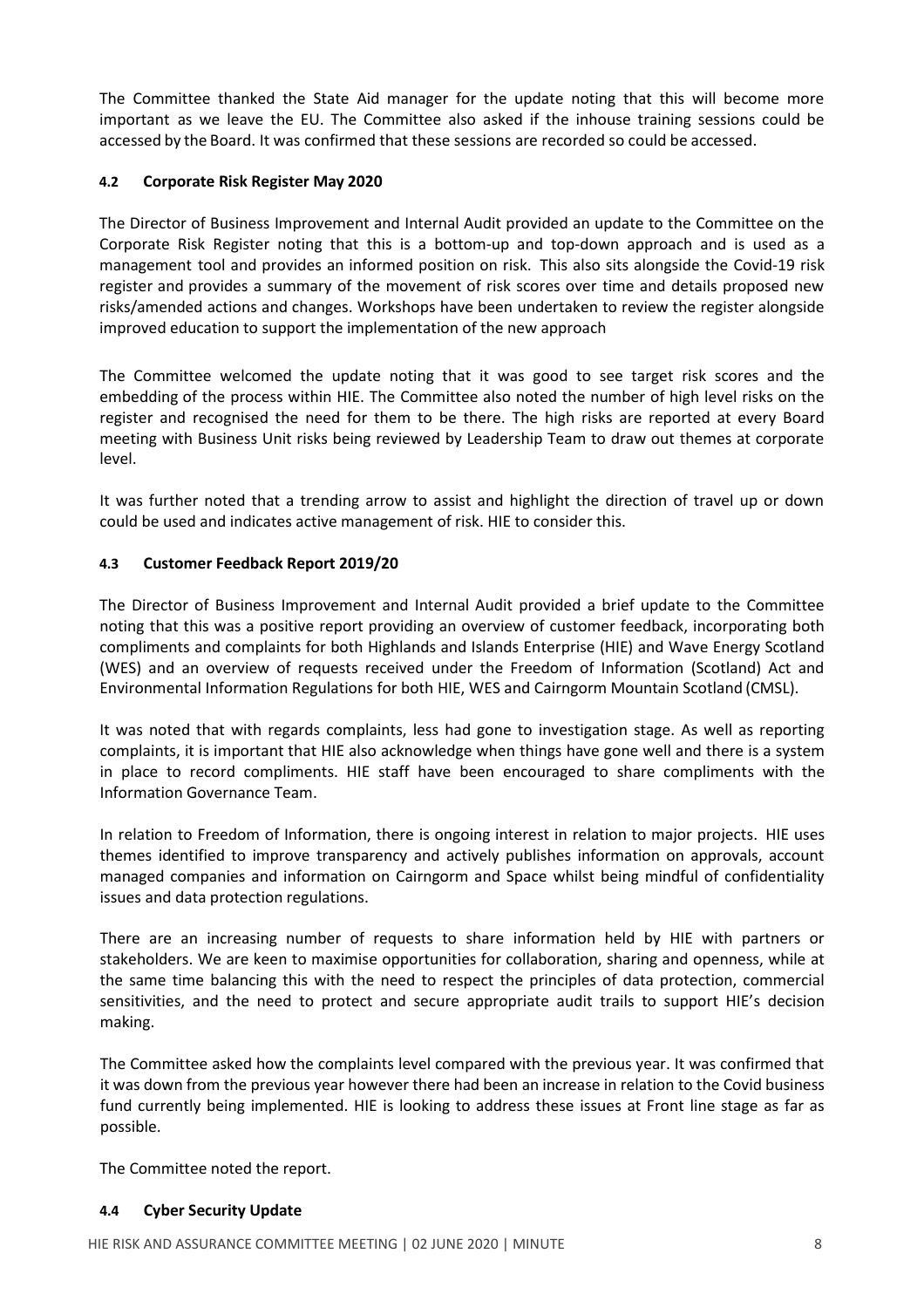The Committee thanked the State Aid manager for the update noting that this will become more important as we leave the EU. The Committee also asked if the inhouse training sessions could be accessed by the Board. It was confirmed that these sessions are recorded so could be accessed.

### 4.2 Corporate Risk Register May 2020

The Director of Business Improvement and Internal Audit provided an update to the Committee on the Corporate Risk Register noting that this is a bottom-up and top-down approach and is used as a management tool and provides an informed position on risk. This also sits alongside the Covid-19 risk register and provides a summary of the movement of risk scores over time and details proposed new risks/amended actions and changes. Workshops have been undertaken to review the register alongside improved education to support the implementation of the new approach

The Committee welcomed the update noting that it was good to see target risk scores and the embedding of the process within HIE. The Committee also noted the number of high level risks on the register and recognised the need for them to be there. The high risks are reported at every Board meeting with Business Unit risks being reviewed by Leadership Team to draw out themes at corporate level.

It was further noted that a trending arrow to assist and highlight the direction of travel up or down could be used and indicates active management of risk. HIE to consider this.

### 4.3 Customer Feedback Report 2019/20

The Director of Business Improvement and Internal Audit provided a brief update to the Committee noting that this was a positive report providing an overview of customer feedback, incorporating both compliments and complaints for both Highlands and Islands Enterprise (HIE) and Wave Energy Scotland (WES) and an overview of requests received under the Freedom of Information (Scotland) Act and Environmental Information Regulations for both HIE, WES and Cairngorm Mountain Scotland (CMSL).

It was noted that with regards complaints, less had gone to investigation stage. As well as reporting complaints, it is important that HIE also acknowledge when things have gone well and there is a system in place to record compliments. HIE staff have been encouraged to share compliments with the Information Governance Team.

In relation to Freedom of Information, there is ongoing interest in relation to major projects. HIE uses themes identified to improve transparency and actively publishes information on approvals, account managed companies and information on Cairngorm and Space whilst being mindful of confidentiality issues and data protection regulations.

There are an increasing number of requests to share information held by HIE with partners or stakeholders. We are keen to maximise opportunities for collaboration, sharing and openness, while at the same time balancing this with the need to respect the principles of data protection, commercial sensitivities, and the need to protect and secure appropriate audit trails to support HIE's decision making.

The Committee asked how the complaints level compared with the previous year. It was confirmed that it was down from the previous year however there had been an increase in relation to the Covid business fund currently being implemented. HIE is looking to address these issues at Front line stage as far as possible.

The Committee noted the report.

### 4.4 Cyber Security Update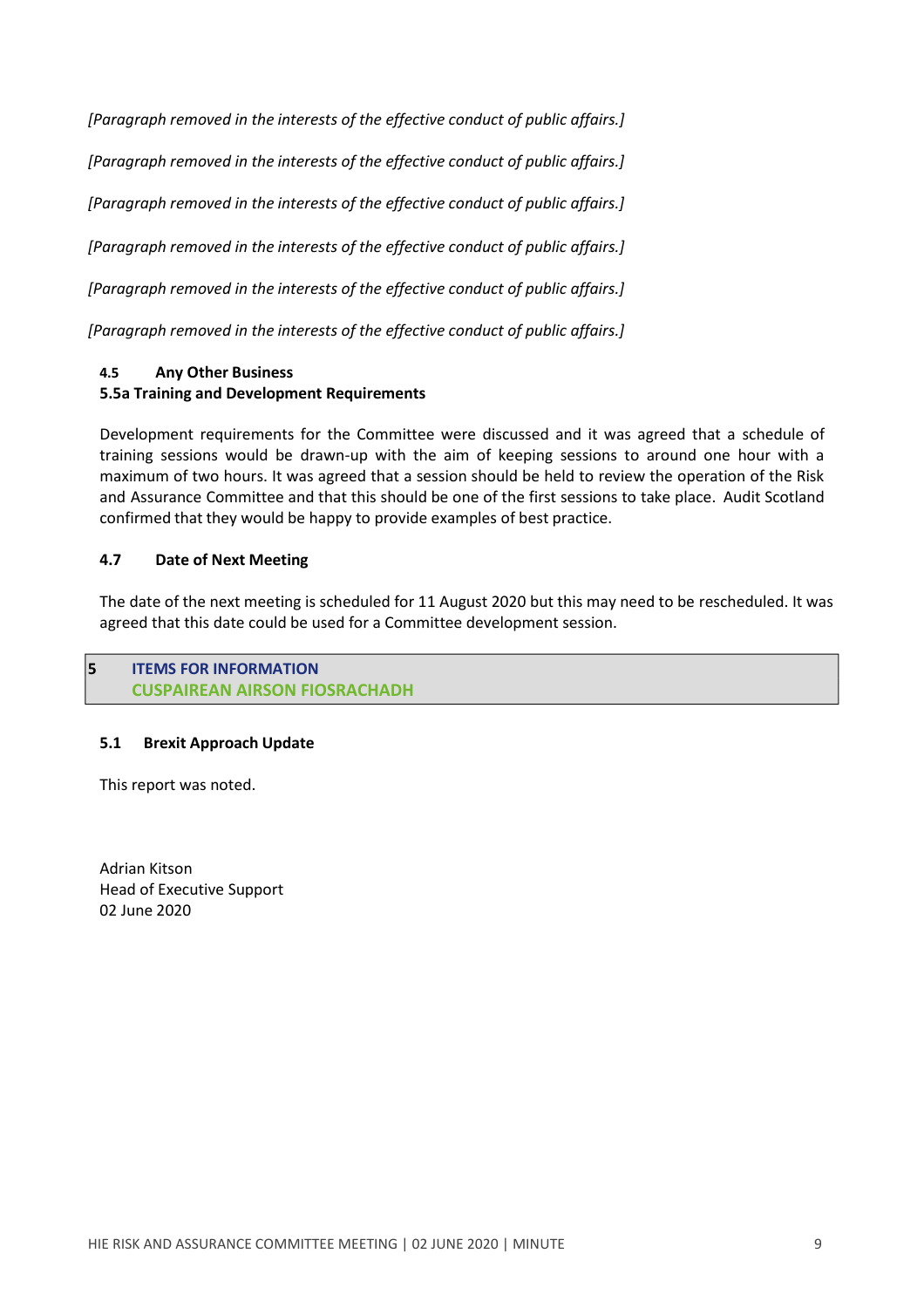*[Paragraph removed in the interests of the effective conduct of public affairs.]*

*[Paragraph removed in the interests of the effective conduct of public affairs.]*

*[Paragraph removed in the interests of the effective conduct of public affairs.]*

*[Paragraph removed in the interests of the effective conduct of public affairs.]*

*[Paragraph removed in the interests of the effective conduct of public affairs.]*

*[Paragraph removed in the interests of the effective conduct of public affairs.]*

### 4.5 Any Other Business

#### 5.5a Training and Development Requirements

Development requirements for the Committee were discussed and it was agreed that a schedule of training sessions would be drawn-up with the aim of keeping sessions to around one hour with a maximum of two hours. It was agreed that a session should be held to review the operation of the Risk and Assurance Committee and that this should be one of the first sessions to take place. Audit Scotland confirmed that they would be happy to provide examples of best practice.

### 4.7 Date of Next Meeting

The date of the next meeting is scheduled for 11 August 2020 but this may need to be rescheduled. It was agreed that this date could be used for a Committee development session.

## 5 ITEMS FOR INFORMATION
## CUSPAIREAN AIRSON FIOSRACHADH

### 5.1 Brexit Approach Update

This report was noted.

Adrian Kitson
Head of Executive Support
02 June 2020